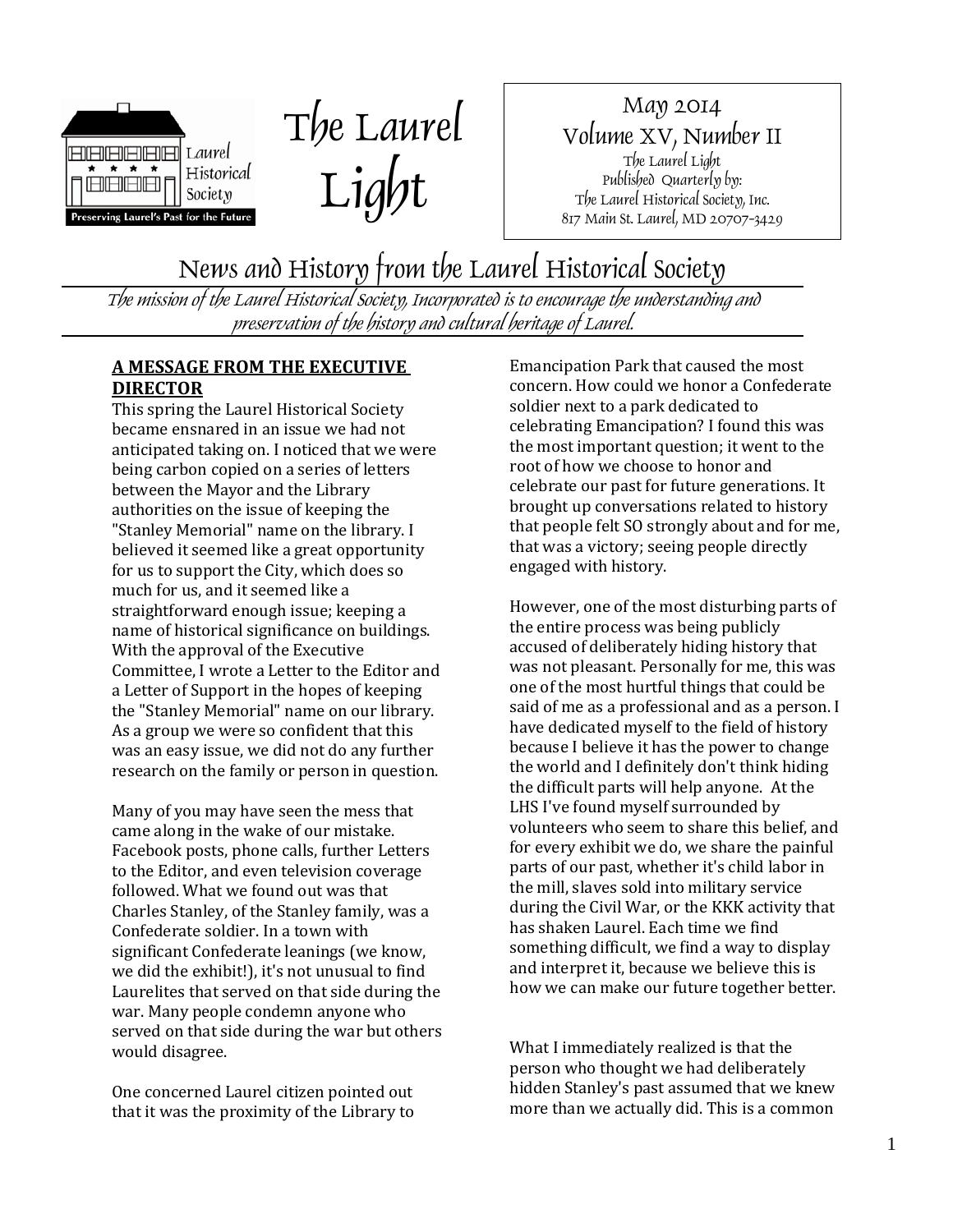Laurel Historical Society

Preserving Laurel's Past for the Future

# The Laurel Light

May 2014
Volume XV, Number II
The Laurel Light
Published Quarterly by:
The Laurel Historical Society, Inc.
817 Main St. Laurel, MD 20707-3429

## News and History from the Laurel Historical Society

*The mission of the Laurel Historical Society, Incorporated is to encourage the understanding and preservation of the history and cultural heritage of Laurel.*

### A MESSAGE FROM THE EXECUTIVE DIRECTOR

This spring the Laurel Historical Society became ensnared in an issue we had not anticipated taking on. I noticed that we were being carbon copied on a series of letters between the Mayor and the Library authorities on the issue of keeping the "Stanley Memorial" name on the library. I believed it seemed like a great opportunity for us to support the City, which does so much for us, and it seemed like a straightforward enough issue; keeping a name of historical significance on buildings. With the approval of the Executive Committee, I wrote a Letter to the Editor and a Letter of Support in the hopes of keeping the "Stanley Memorial" name on our library. As a group we were so confident that this was an easy issue, we did not do any further research on the family or person in question.

Many of you may have seen the mess that came along in the wake of our mistake. Facebook posts, phone calls, further Letters to the Editor, and even television coverage followed. What we found out was that Charles Stanley, of the Stanley family, was a Confederate soldier. In a town with significant Confederate leanings (we know, we did the exhibit!), it's not unusual to find Laurelites that served on that side during the war. Many people condemn anyone who served on that side during the war but others would disagree.

One concerned Laurel citizen pointed out that it was the proximity of the Library to Emancipation Park that caused the most concern. How could we honor a Confederate soldier next to a park dedicated to celebrating Emancipation? I found this was the most important question; it went to the root of how we choose to honor and celebrate our past for future generations. It brought up conversations related to history that people felt SO strongly about and for me, that was a victory; seeing people directly engaged with history.

However, one of the most disturbing parts of the entire process was being publicly accused of deliberately hiding history that was not pleasant. Personally for me, this was one of the most hurtful things that could be said of me as a professional and as a person. I have dedicated myself to the field of history because I believe it has the power to change the world and I definitely don't think hiding the difficult parts will help anyone. At the LHS I've found myself surrounded by volunteers who seem to share this belief, and for every exhibit we do, we share the painful parts of our past, whether it's child labor in the mill, slaves sold into military service during the Civil War, or the KKK activity that has shaken Laurel. Each time we find something difficult, we find a way to display and interpret it, because we believe this is how we can make our future together better.

What I immediately realized is that the person who thought we had deliberately hidden Stanley's past assumed that we knew more than we actually did. This is a common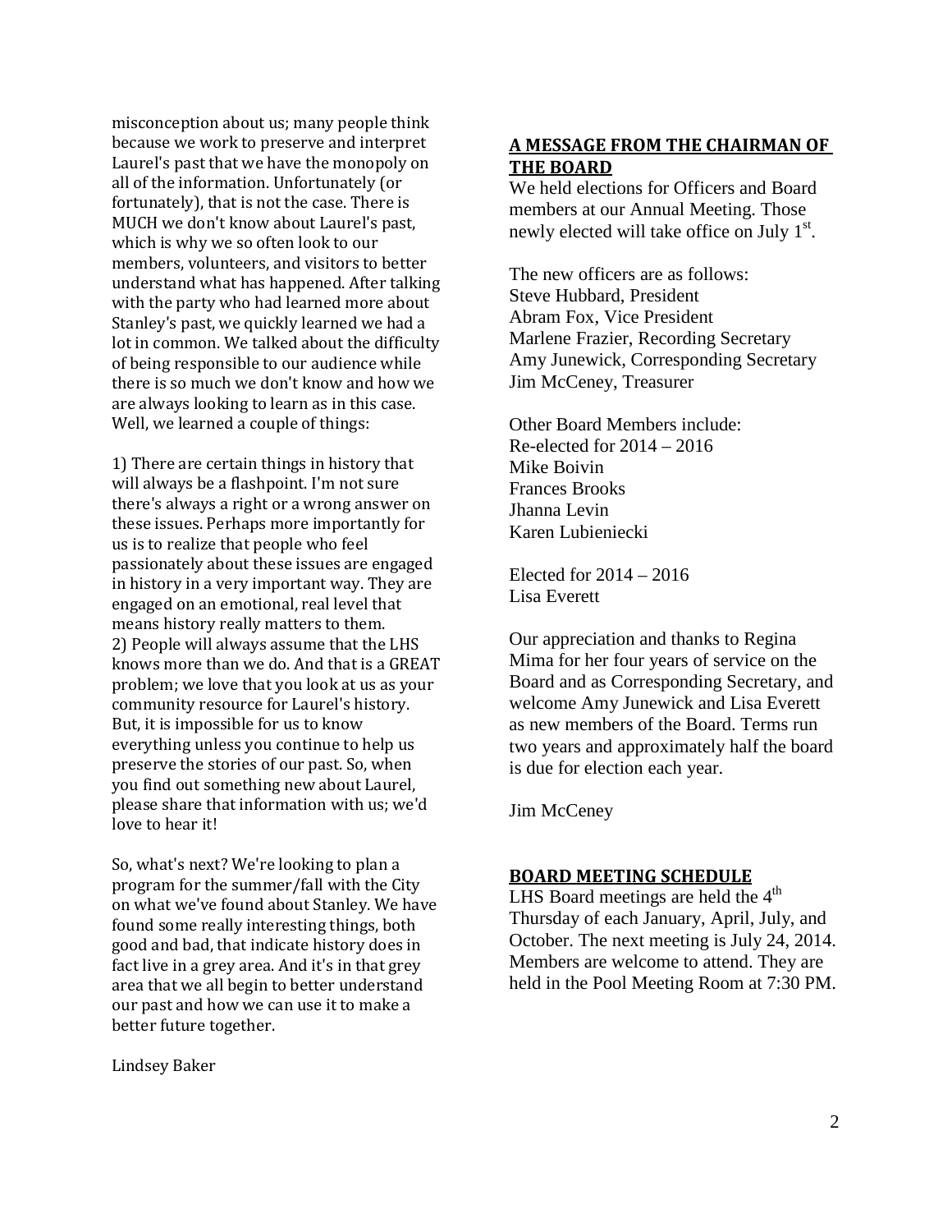misconception about us; many people think because we work to preserve and interpret Laurel's past that we have the monopoly on all of the information. Unfortunately (or fortunately), that is not the case. There is MUCH we don't know about Laurel's past, which is why we so often look to our members, volunteers, and visitors to better understand what has happened. After talking with the party who had learned more about Stanley's past, we quickly learned we had a lot in common. We talked about the difficulty of being responsible to our audience while there is so much we don't know and how we are always looking to learn as in this case. Well, we learned a couple of things:

1) There are certain things in history that will always be a flashpoint. I'm not sure there's always a right or a wrong answer on these issues. Perhaps more importantly for us is to realize that people who feel passionately about these issues are engaged in history in a very important way. They are engaged on an emotional, real level that means history really matters to them.
2) People will always assume that the LHS knows more than we do. And that is a GREAT problem; we love that you look at us as your community resource for Laurel's history. But, it is impossible for us to know everything unless you continue to help us preserve the stories of our past. So, when you find out something new about Laurel, please share that information with us; we'd love to hear it!

So, what's next? We're looking to plan a program for the summer/fall with the City on what we've found about Stanley. We have found some really interesting things, both good and bad, that indicate history does in fact live in a grey area. And it's in that grey area that we all begin to better understand our past and how we can use it to make a better future together.

Lindsey Baker

## A MESSAGE FROM THE CHAIRMAN OF THE BOARD

We held elections for Officers and Board members at our Annual Meeting. Those newly elected will take office on July 1st.

The new officers are as follows:
Steve Hubbard, President
Abram Fox, Vice President
Marlene Frazier, Recording Secretary
Amy Junewick, Corresponding Secretary
Jim McCeney, Treasurer

Other Board Members include:
Re-elected for 2014 – 2016
Mike Boivin
Frances Brooks
Jhanna Levin
Karen Lubieniecki

Elected for 2014 – 2016
Lisa Everett

Our appreciation and thanks to Regina Mima for her four years of service on the Board and as Corresponding Secretary, and welcome Amy Junewick and Lisa Everett as new members of the Board. Terms run two years and approximately half the board is due for election each year.

Jim McCeney

## BOARD MEETING SCHEDULE

LHS Board meetings are held the 4th Thursday of each January, April, July, and October. The next meeting is July 24, 2014. Members are welcome to attend. They are held in the Pool Meeting Room at 7:30 PM.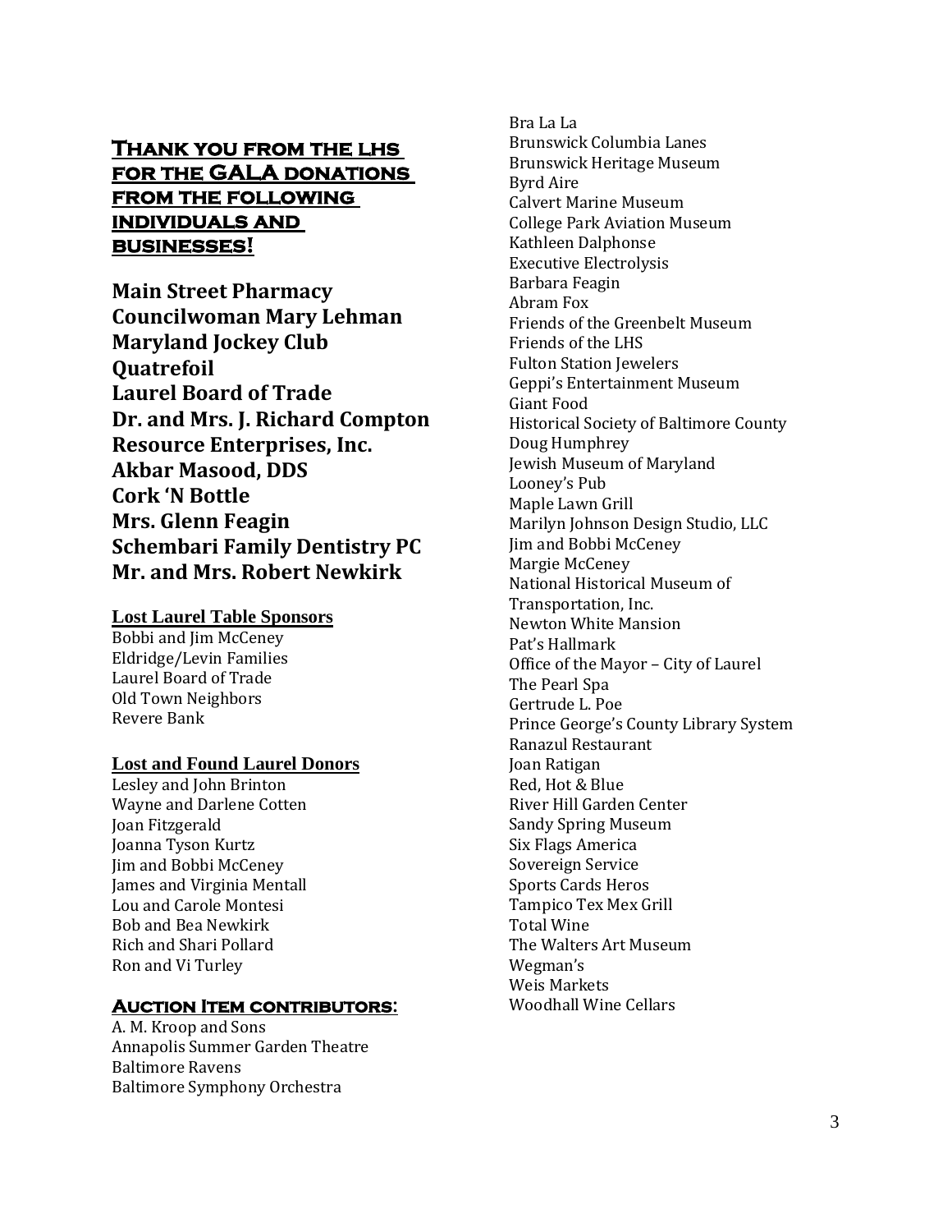## Thank you from the LHS for the GALA donations from the following individuals and businesses!

**Main Street Pharmacy**
**Councilwoman Mary Lehman**
**Maryland Jockey Club**
**Quatrefoil**
**Laurel Board of Trade**
**Dr. and Mrs. J. Richard Compton**
**Resource Enterprises, Inc.**
**Akbar Masood, DDS**
**Cork 'N Bottle**
**Mrs. Glenn Feagin**
**Schembari Family Dentistry PC**
**Mr. and Mrs. Robert Newkirk**

### Lost Laurel Table Sponsors

Bobbi and Jim McCeney
Eldridge/Levin Families
Laurel Board of Trade
Old Town Neighbors
Revere Bank

### Lost and Found Laurel Donors

Lesley and John Brinton
Wayne and Darlene Cotten
Joan Fitzgerald
Joanna Tyson Kurtz
Jim and Bobbi McCeney
James and Virginia Mentall
Lou and Carole Montesi
Bob and Bea Newkirk
Rich and Shari Pollard
Ron and Vi Turley

### Auction Item contributors:

A. M. Kroop and Sons
Annapolis Summer Garden Theatre
Baltimore Ravens
Baltimore Symphony Orchestra
Bra La La
Brunswick Columbia Lanes
Brunswick Heritage Museum
Byrd Aire
Calvert Marine Museum
College Park Aviation Museum
Kathleen Dalphonse
Executive Electrolysis
Barbara Feagin
Abram Fox
Friends of the Greenbelt Museum
Friends of the LHS
Fulton Station Jewelers
Geppi's Entertainment Museum
Giant Food
Historical Society of Baltimore County
Doug Humphrey
Jewish Museum of Maryland
Looney's Pub
Maple Lawn Grill
Marilyn Johnson Design Studio, LLC
Jim and Bobbi McCeney
Margie McCeney
National Historical Museum of Transportation, Inc.
Newton White Mansion
Pat's Hallmark
Office of the Mayor – City of Laurel
The Pearl Spa
Gertrude L. Poe
Prince George's County Library System
Ranazul Restaurant
Joan Ratigan
Red, Hot & Blue
River Hill Garden Center
Sandy Spring Museum
Six Flags America
Sovereign Service
Sports Cards Heros
Tampico Tex Mex Grill
Total Wine
The Walters Art Museum
Wegman's
Weis Markets
Woodhall Wine Cellars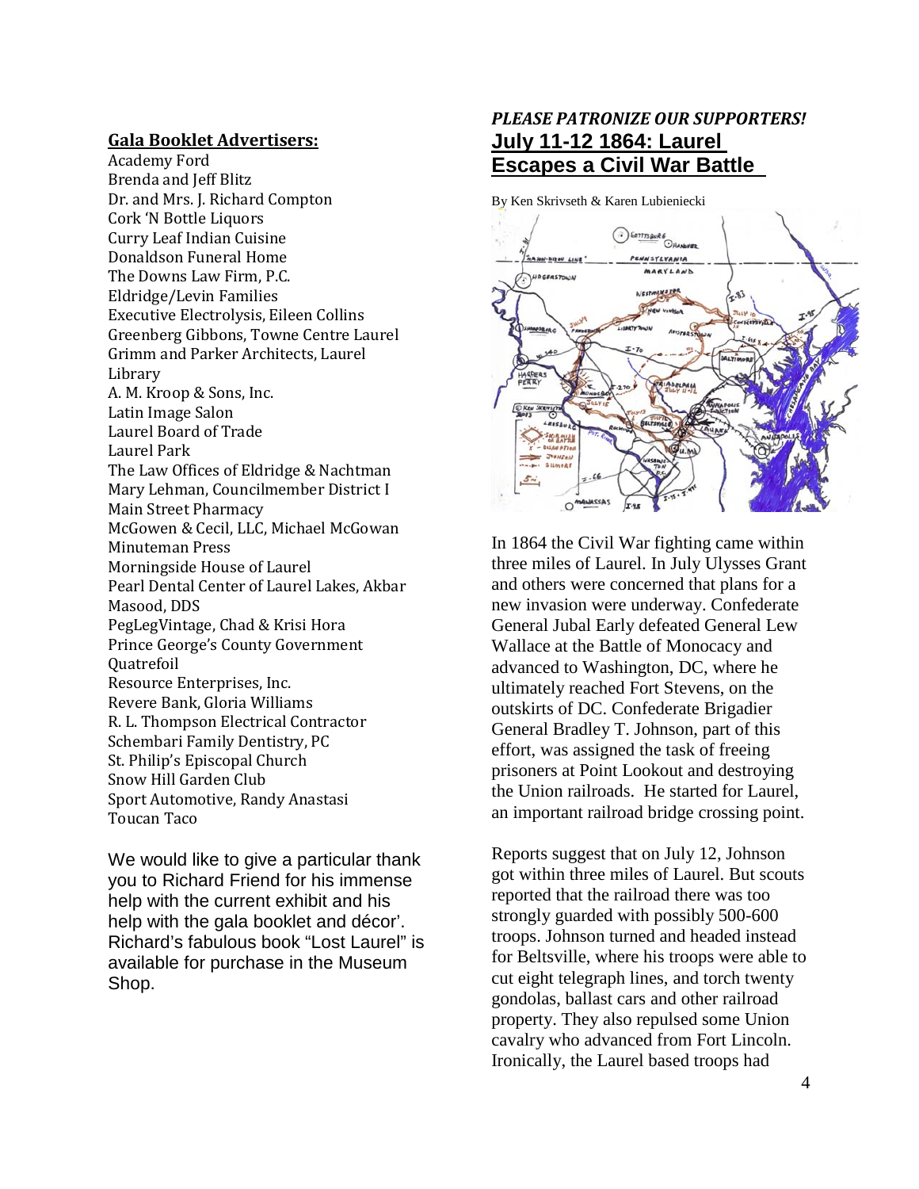## Gala Booklet Advertisers:

Academy Ford
Brenda and Jeff Blitz
Dr. and Mrs. J. Richard Compton
Cork 'N Bottle Liquors
Curry Leaf Indian Cuisine
Donaldson Funeral Home
The Downs Law Firm, P.C.
Eldridge/Levin Families
Executive Electrolysis, Eileen Collins
Greenberg Gibbons, Towne Centre Laurel
Grimm and Parker Architects, Laurel Library
A. M. Kroop & Sons, Inc.
Latin Image Salon
Laurel Board of Trade
Laurel Park
The Law Offices of Eldridge & Nachtman
Mary Lehman, Councilmember District I
Main Street Pharmacy
McGowen & Cecil, LLC, Michael McGowan
Minuteman Press
Morningside House of Laurel
Pearl Dental Center of Laurel Lakes, Akbar Masood, DDS
PegLegVintage, Chad & Krisi Hora
Prince George's County Government
Quatrefoil
Resource Enterprises, Inc.
Revere Bank, Gloria Williams
R. L. Thompson Electrical Contractor
Schembari Family Dentistry, PC
St. Philip's Episcopal Church
Snow Hill Garden Club
Sport Automotive, Randy Anastasi
Toucan Taco

We would like to give a particular thank you to Richard Friend for his immense help with the current exhibit and his help with the gala booklet and décor'. Richard's fabulous book "Lost Laurel" is available for purchase in the Museum Shop.

***PLEASE PATRONIZE OUR SUPPORTERS!***

## July 11-12 1864: Laurel Escapes a Civil War Battle

By Ken Skrivseth & Karen Lubieniecki

In 1864 the Civil War fighting came within three miles of Laurel. In July Ulysses Grant and others were concerned that plans for a new invasion were underway. Confederate General Jubal Early defeated General Lew Wallace at the Battle of Monocacy and advanced to Washington, DC, where he ultimately reached Fort Stevens, on the outskirts of DC. Confederate Brigadier General Bradley T. Johnson, part of this effort, was assigned the task of freeing prisoners at Point Lookout and destroying the Union railroads. He started for Laurel, an important railroad bridge crossing point.

Reports suggest that on July 12, Johnson got within three miles of Laurel. But scouts reported that the railroad there was too strongly guarded with possibly 500-600 troops. Johnson turned and headed instead for Beltsville, where his troops were able to cut eight telegraph lines, and torch twenty gondolas, ballast cars and other railroad property. They also repulsed some Union cavalry who advanced from Fort Lincoln. Ironically, the Laurel based troops had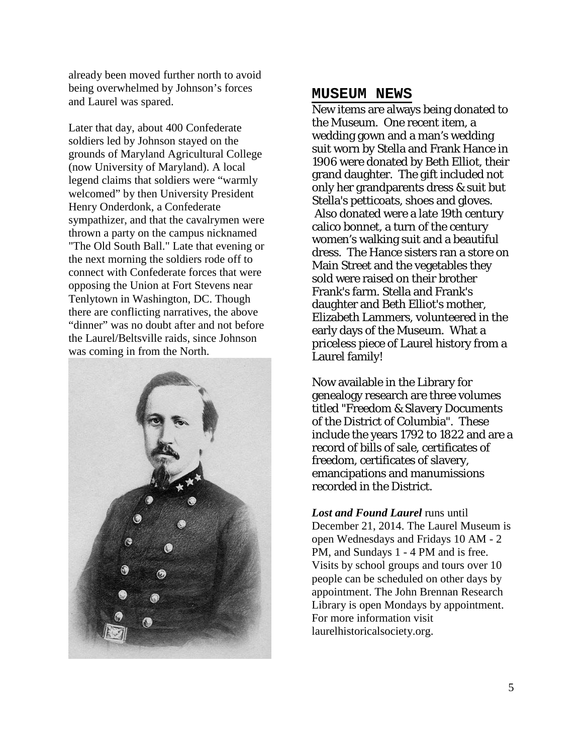already been moved further north to avoid being overwhelmed by Johnson's forces and Laurel was spared.

Later that day, about 400 Confederate soldiers led by Johnson stayed on the grounds of Maryland Agricultural College (now University of Maryland). A local legend claims that soldiers were "warmly welcomed" by then University President Henry Onderdonk, a Confederate sympathizer, and that the cavalrymen were thrown a party on the campus nicknamed "The Old South Ball." Late that evening or the next morning the soldiers rode off to connect with Confederate forces that were opposing the Union at Fort Stevens near Tenlytown in Washington, DC. Though there are conflicting narratives, the above "dinner" was no doubt after and not before the Laurel/Beltsville raids, since Johnson was coming in from the North.

## MUSEUM NEWS

New items are always being donated to the Museum. One recent item, a wedding gown and a man's wedding suit worn by Stella and Frank Hance in 1906 were donated by Beth Elliot, their grand daughter. The gift included not only her grandparents dress & suit but Stella's petticoats, shoes and gloves. Also donated were a late 19th century calico bonnet, a turn of the century women's walking suit and a beautiful dress. The Hance sisters ran a store on Main Street and the vegetables they sold were raised on their brother Frank's farm. Stella and Frank's daughter and Beth Elliot's mother, Elizabeth Lammers, volunteered in the early days of the Museum. What a priceless piece of Laurel history from a Laurel family!

Now available in the Library for genealogy research are three volumes titled "Freedom & Slavery Documents of the District of Columbia". These include the years 1792 to 1822 and are a record of bills of sale, certificates of freedom, certificates of slavery, emancipations and manumissions recorded in the District.

***Lost and Found Laurel*** runs until December 21, 2014. The Laurel Museum is open Wednesdays and Fridays 10 AM - 2 PM, and Sundays 1 - 4 PM and is free. Visits by school groups and tours over 10 people can be scheduled on other days by appointment. The John Brennan Research Library is open Mondays by appointment. For more information visit laurelhistoricalsociety.org.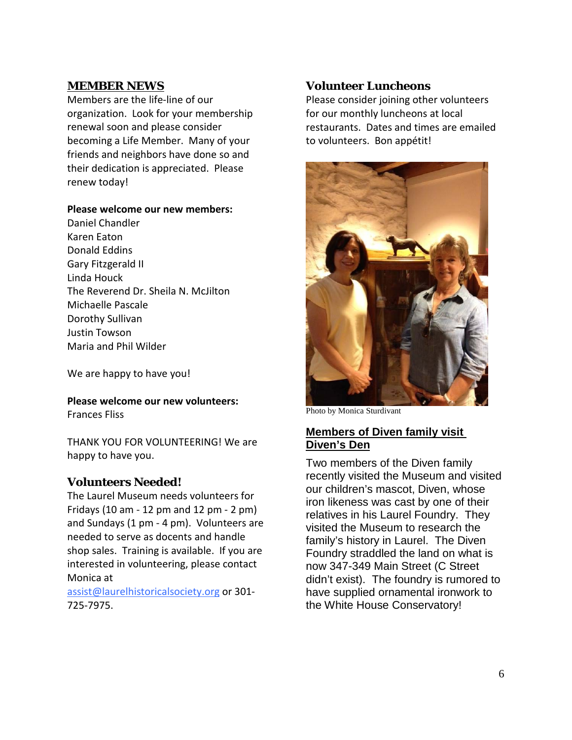## MEMBER NEWS

Members are the life-line of our organization. Look for your membership renewal soon and please consider becoming a Life Member. Many of your friends and neighbors have done so and their dedication is appreciated. Please renew today!

**Please welcome our new members:**

Daniel Chandler
Karen Eaton
Donald Eddins
Gary Fitzgerald II
Linda Houck
The Reverend Dr. Sheila N. McJilton
Michaelle Pascale
Dorothy Sullivan
Justin Towson
Maria and Phil Wilder

We are happy to have you!

**Please welcome our new volunteers:**

Frances Fliss

THANK YOU FOR VOLUNTEERING! We are happy to have you.

## Volunteers Needed!

The Laurel Museum needs volunteers for Fridays (10 am - 12 pm and 12 pm - 2 pm) and Sundays (1 pm - 4 pm). Volunteers are needed to serve as docents and handle shop sales. Training is available. If you are interested in volunteering, please contact Monica at assist@laurelhistoricalsociety.org or 301-725-7975.

## Volunteer Luncheons

Please consider joining other volunteers for our monthly luncheons at local restaurants. Dates and times are emailed to volunteers. Bon appétit!

Photo by Monica Sturdivant

## Members of Diven family visit Diven's Den

Two members of the Diven family recently visited the Museum and visited our children's mascot, Diven, whose iron likeness was cast by one of their relatives in his Laurel Foundry. They visited the Museum to research the family's history in Laurel. The Diven Foundry straddled the land on what is now 347-349 Main Street (C Street didn't exist). The foundry is rumored to have supplied ornamental ironwork to the White House Conservatory!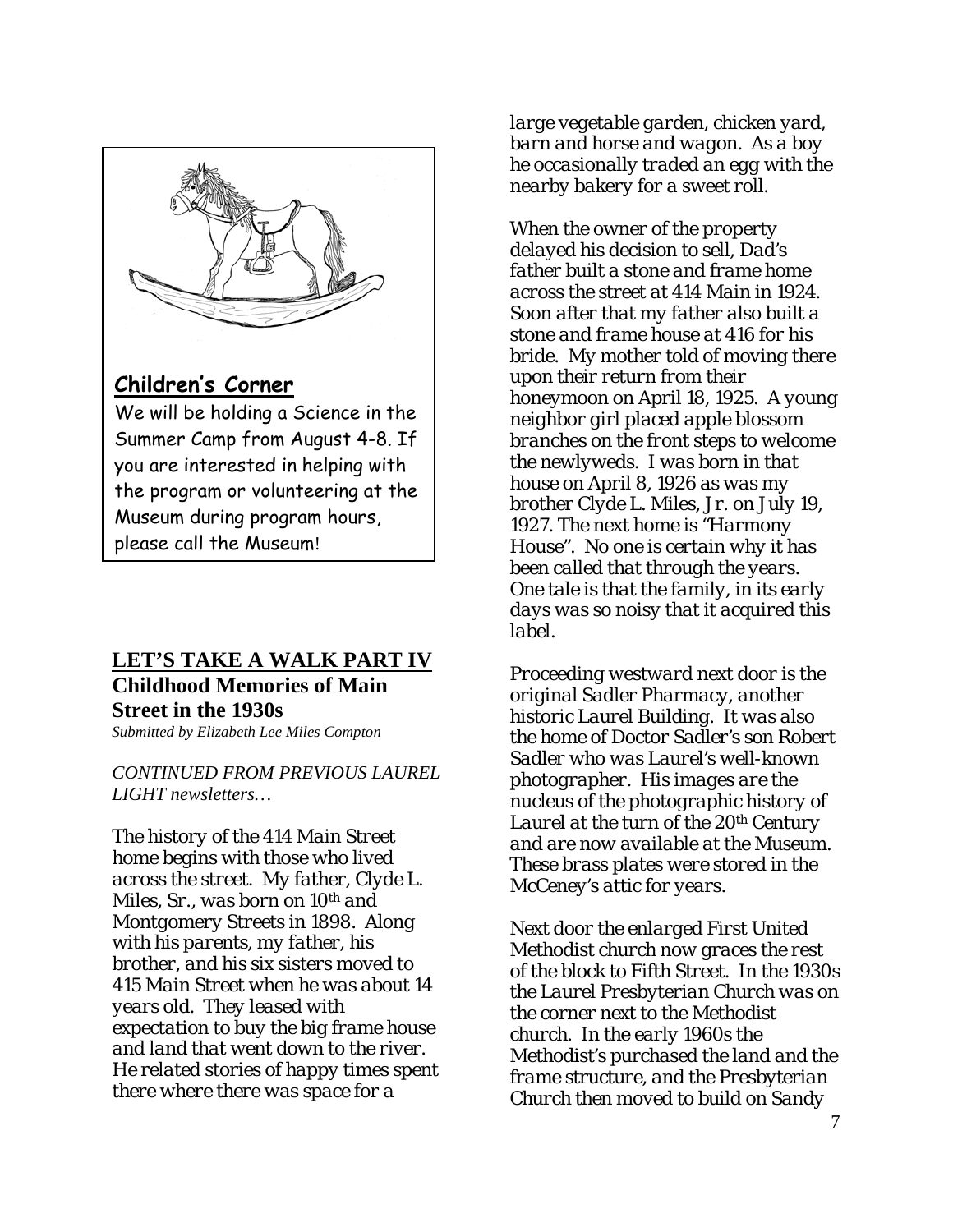## Children's Corner

We will be holding a Science in the Summer Camp from August 4-8. If you are interested in helping with the program or volunteering at the Museum during program hours, please call the Museum!

## LET'S TAKE A WALK PART IV

### Childhood Memories of Main Street in the 1930s

*Submitted by Elizabeth Lee Miles Compton*

*CONTINUED FROM PREVIOUS LAUREL LIGHT newsletters…*

*The history of the 414 Main Street home begins with those who lived across the street. My father, Clyde L. Miles, Sr., was born on 10th and Montgomery Streets in 1898. Along with his parents, my father, his brother, and his six sisters moved to 415 Main Street when he was about 14 years old. They leased with expectation to buy the big frame house and land that went down to the river. He related stories of happy times spent there where there was space for a large vegetable garden, chicken yard, barn and horse and wagon. As a boy he occasionally traded an egg with the nearby bakery for a sweet roll.*

*When the owner of the property delayed his decision to sell, Dad's father built a stone and frame home across the street at 414 Main in 1924. Soon after that my father also built a stone and frame house at 416 for his bride. My mother told of moving there upon their return from their honeymoon on April 18, 1925. A young neighbor girl placed apple blossom branches on the front steps to welcome the newlyweds. I was born in that house on April 8, 1926 as was my brother Clyde L. Miles, Jr. on July 19, 1927. The next home is "Harmony House". No one is certain why it has been called that through the years. One tale is that the family, in its early days was so noisy that it acquired this label.*

*Proceeding westward next door is the original Sadler Pharmacy, another historic Laurel Building. It was also the home of Doctor Sadler's son Robert Sadler who was Laurel's well-known photographer. His images are the nucleus of the photographic history of Laurel at the turn of the 20th Century and are now available at the Museum. These brass plates were stored in the McCeney's attic for years.*

*Next door the enlarged First United Methodist church now graces the rest of the block to Fifth Street. In the 1930s the Laurel Presbyterian Church was on the corner next to the Methodist church. In the early 1960s the Methodist's purchased the land and the frame structure, and the Presbyterian Church then moved to build on Sandy*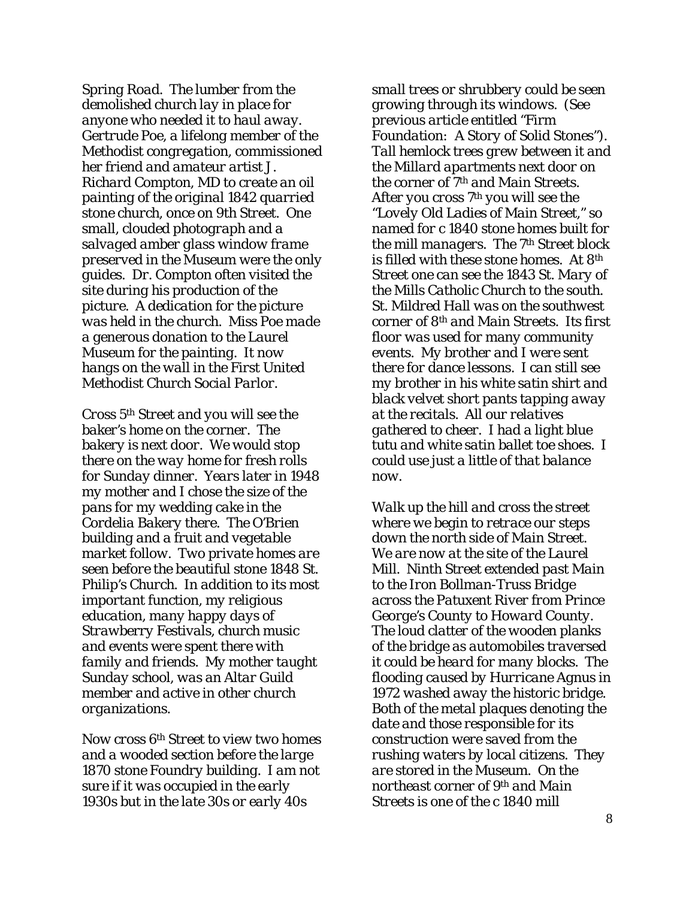Spring Road. The lumber from the demolished church lay in place for anyone who needed it to haul away. Gertrude Poe, a lifelong member of the Methodist congregation, commissioned her friend and amateur artist J. Richard Compton, MD to create an oil painting of the original 1842 quarried stone church, once on 9th Street. One small, clouded photograph and a salvaged amber glass window frame preserved in the Museum were the only guides. Dr. Compton often visited the site during his production of the picture. A dedication for the picture was held in the church. Miss Poe made a generous donation to the Laurel Museum for the painting. It now hangs on the wall in the First United Methodist Church Social Parlor.

Cross 5th Street and you will see the baker's home on the corner. The bakery is next door. We would stop there on the way home for fresh rolls for Sunday dinner. Years later in 1948 my mother and I chose the size of the pans for my wedding cake in the Cordelia Bakery there. The O'Brien building and a fruit and vegetable market follow. Two private homes are seen before the beautiful stone 1848 St. Philip's Church. In addition to its most important function, my religious education, many happy days of Strawberry Festivals, church music and events were spent there with family and friends. My mother taught Sunday school, was an Altar Guild member and active in other church organizations.

Now cross 6th Street to view two homes and a wooded section before the large 1870 stone Foundry building. I am not sure if it was occupied in the early 1930s but in the late 30s or early 40s small trees or shrubbery could be seen growing through its windows. (See previous article entitled "Firm Foundation: A Story of Solid Stones"). Tall hemlock trees grew between it and the Millard apartments next door on the corner of 7th and Main Streets. After you cross 7th you will see the "Lovely Old Ladies of Main Street," so named for c 1840 stone homes built for the mill managers. The 7th Street block is filled with these stone homes. At 8th Street one can see the 1843 St. Mary of the Mills Catholic Church to the south. St. Mildred Hall was on the southwest corner of 8th and Main Streets. Its first floor was used for many community events. My brother and I were sent there for dance lessons. I can still see my brother in his white satin shirt and black velvet short pants tapping away at the recitals. All our relatives gathered to cheer. I had a light blue tutu and white satin ballet toe shoes. I could use just a little of that balance now.

Walk up the hill and cross the street where we begin to retrace our steps down the north side of Main Street. We are now at the site of the Laurel Mill. Ninth Street extended past Main to the Iron Bollman-Truss Bridge across the Patuxent River from Prince George's County to Howard County. The loud clatter of the wooden planks of the bridge as automobiles traversed it could be heard for many blocks. The flooding caused by Hurricane Agnus in 1972 washed away the historic bridge. Both of the metal plaques denoting the date and those responsible for its construction were saved from the rushing waters by local citizens. They are stored in the Museum. On the northeast corner of 9th and Main Streets is one of the c 1840 mill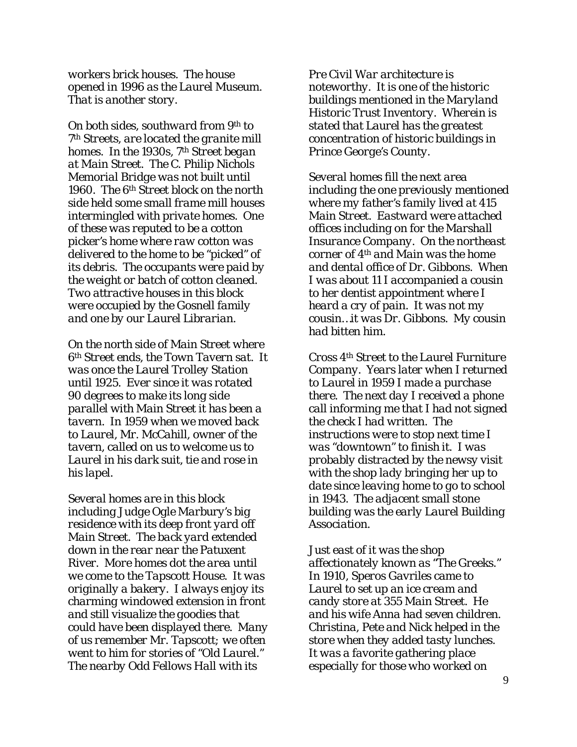workers brick houses. The house opened in 1996 as the Laurel Museum. That is another story.

On both sides, southward from 9th to 7th Streets, are located the granite mill homes. In the 1930s, 7th Street began at Main Street. The C. Philip Nichols Memorial Bridge was not built until 1960. The 6th Street block on the north side held some small frame mill houses intermingled with private homes. One of these was reputed to be a cotton picker's home where raw cotton was delivered to the home to be "picked" of its debris. The occupants were paid by the weight or batch of cotton cleaned. Two attractive houses in this block were occupied by the Gosnell family and one by our Laurel Librarian.

On the north side of Main Street where 6th Street ends, the Town Tavern sat. It was once the Laurel Trolley Station until 1925. Ever since it was rotated 90 degrees to make its long side parallel with Main Street it has been a tavern. In 1959 when we moved back to Laurel, Mr. McCahill, owner of the tavern, called on us to welcome us to Laurel in his dark suit, tie and rose in his lapel.

Several homes are in this block including Judge Ogle Marbury's big residence with its deep front yard off Main Street. The back yard extended down in the rear near the Patuxent River. More homes dot the area until we come to the Tapscott House. It was originally a bakery. I always enjoy its charming windowed extension in front and still visualize the goodies that could have been displayed there. Many of us remember Mr. Tapscott; we often went to him for stories of "Old Laurel." The nearby Odd Fellows Hall with its Pre Civil War architecture is noteworthy. It is one of the historic buildings mentioned in the Maryland Historic Trust Inventory. Wherein is stated that Laurel has the greatest concentration of historic buildings in Prince George's County.

Several homes fill the next area including the one previously mentioned where my father's family lived at 415 Main Street. Eastward were attached offices including on for the Marshall Insurance Company. On the northeast corner of 4th and Main was the home and dental office of Dr. Gibbons. When I was about 11 I accompanied a cousin to her dentist appointment where I heard a cry of pain. It was not my cousin…it was Dr. Gibbons. My cousin had bitten him.

Cross 4th Street to the Laurel Furniture Company. Years later when I returned to Laurel in 1959 I made a purchase there. The next day I received a phone call informing me that I had not signed the check I had written. The instructions were to stop next time I was "downtown" to finish it. I was probably distracted by the newsy visit with the shop lady bringing her up to date since leaving home to go to school in 1943. The adjacent small stone building was the early Laurel Building Association.

Just east of it was the shop affectionately known as "The Greeks." In 1910, Speros Gavriles came to Laurel to set up an ice cream and candy store at 355 Main Street. He and his wife Anna had seven children. Christina, Pete and Nick helped in the store when they added tasty lunches. It was a favorite gathering place especially for those who worked on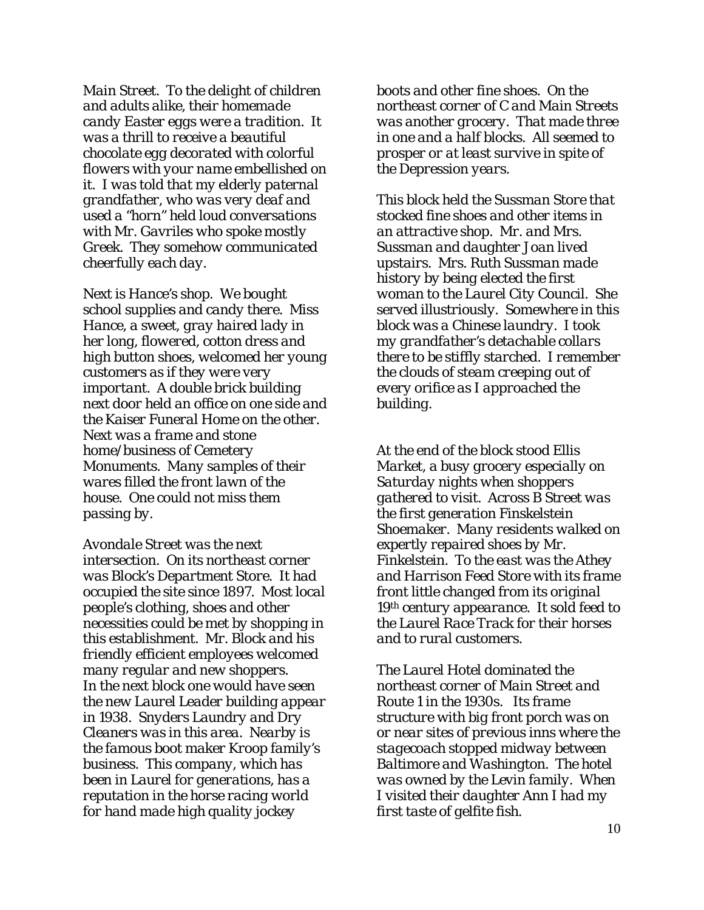*Main Street. To the delight of children and adults alike, their homemade candy Easter eggs were a tradition. It was a thrill to receive a beautiful chocolate egg decorated with colorful flowers with your name embellished on it. I was told that my elderly paternal grandfather, who was very deaf and used a "horn" held loud conversations with Mr. Gavriles who spoke mostly Greek. They somehow communicated cheerfully each day.*

*Next is Hance's shop. We bought school supplies and candy there. Miss Hance, a sweet, gray haired lady in her long, flowered, cotton dress and high button shoes, welcomed her young customers as if they were very important. A double brick building next door held an office on one side and the Kaiser Funeral Home on the other. Next was a frame and stone home/business of Cemetery Monuments. Many samples of their wares filled the front lawn of the house. One could not miss them passing by.*

*Avondale Street was the next intersection. On its northeast corner was Block's Department Store. It had occupied the site since 1897. Most local people's clothing, shoes and other necessities could be met by shopping in this establishment. Mr. Block and his friendly efficient employees welcomed many regular and new shoppers. In the next block one would have seen the new Laurel Leader building appear in 1938. Snyders Laundry and Dry Cleaners was in this area. Nearby is the famous boot maker Kroop family's business. This company, which has been in Laurel for generations, has a reputation in the horse racing world for hand made high quality jockey boots and other fine shoes. On the northeast corner of C and Main Streets was another grocery. That made three in one and a half blocks. All seemed to prosper or at least survive in spite of the Depression years.*

*This block held the Sussman Store that stocked fine shoes and other items in an attractive shop. Mr. and Mrs. Sussman and daughter Joan lived upstairs. Mrs. Ruth Sussman made history by being elected the first woman to the Laurel City Council. She served illustriously. Somewhere in this block was a Chinese laundry. I took my grandfather's detachable collars there to be stiffly starched. I remember the clouds of steam creeping out of every orifice as I approached the building.*

*At the end of the block stood Ellis Market, a busy grocery especially on Saturday nights when shoppers gathered to visit. Across B Street was the first generation Finskelstein Shoemaker. Many residents walked on expertly repaired shoes by Mr. Finkelstein. To the east was the Athey and Harrison Feed Store with its frame front little changed from its original 19th century appearance. It sold feed to the Laurel Race Track for their horses and to rural customers.*

*The Laurel Hotel dominated the northeast corner of Main Street and Route 1 in the 1930s. Its frame structure with big front porch was on or near sites of previous inns where the stagecoach stopped midway between Baltimore and Washington. The hotel was owned by the Levin family. When I visited their daughter Ann I had my first taste of gelfite fish.*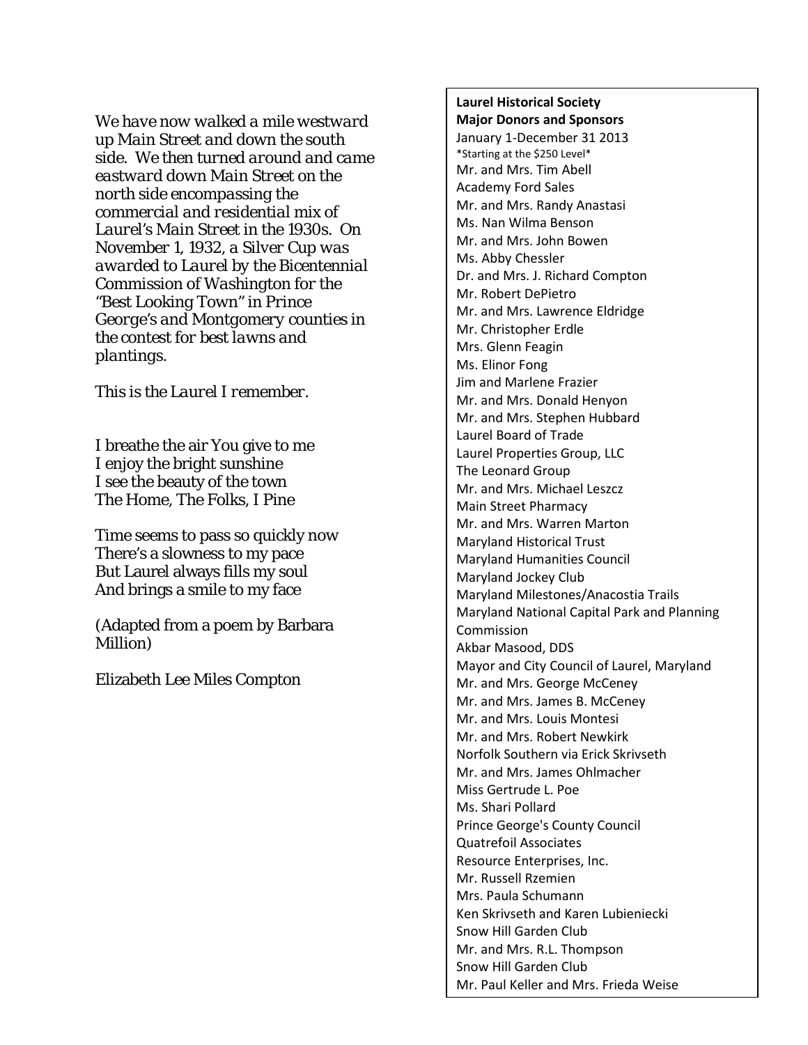*We have now walked a mile westward up Main Street and down the south side. We then turned around and came eastward down Main Street on the north side encompassing the commercial and residential mix of Laurel's Main Street in the 1930s. On November 1, 1932, a Silver Cup was awarded to Laurel by the Bicentennial Commission of Washington for the "Best Looking Town" in Prince George's and Montgomery counties in the contest for best lawns and plantings.*

*This is the Laurel I remember.*

*I breathe the air You give to me*
*I enjoy the bright sunshine*
*I see the beauty of the town*
*The Home, The Folks, I Pine*

*Time seems to pass so quickly now*
*There's a slowness to my pace*
*But Laurel always fills my soul*
*And brings a smile to my face*

*(Adapted from a poem by Barbara Million)*

*Elizabeth Lee Miles Compton*

**Laurel Historical Society**
**Major Donors and Sponsors**
January 1-December 31 2013
*Starting at the $250 Level*

Mr. and Mrs. Tim Abell
Academy Ford Sales
Mr. and Mrs. Randy Anastasi
Ms. Nan Wilma Benson
Mr. and Mrs. John Bowen
Ms. Abby Chessler
Dr. and Mrs. J. Richard Compton
Mr. Robert DePietro
Mr. and Mrs. Lawrence Eldridge
Mr. Christopher Erdle
Mrs. Glenn Feagin
Ms. Elinor Fong
Jim and Marlene Frazier
Mr. and Mrs. Donald Henyon
Mr. and Mrs. Stephen Hubbard
Laurel Board of Trade
Laurel Properties Group, LLC
The Leonard Group
Mr. and Mrs. Michael Leszcz
Main Street Pharmacy
Mr. and Mrs. Warren Marton
Maryland Historical Trust
Maryland Humanities Council
Maryland Jockey Club
Maryland Milestones/Anacostia Trails
Maryland National Capital Park and Planning Commission
Akbar Masood, DDS
Mayor and City Council of Laurel, Maryland
Mr. and Mrs. George McCeney
Mr. and Mrs. James B. McCeney
Mr. and Mrs. Louis Montesi
Mr. and Mrs. Robert Newkirk
Norfolk Southern via Erick Skrivseth
Mr. and Mrs. James Ohlmacher
Miss Gertrude L. Poe
Ms. Shari Pollard
Prince George's County Council
Quatrefoil Associates
Resource Enterprises, Inc.
Mr. Russell Rzemien
Mrs. Paula Schumann
Ken Skrivseth and Karen Lubieniecki
Snow Hill Garden Club
Mr. and Mrs. R.L. Thompson
Snow Hill Garden Club
Mr. Paul Keller and Mrs. Frieda Weise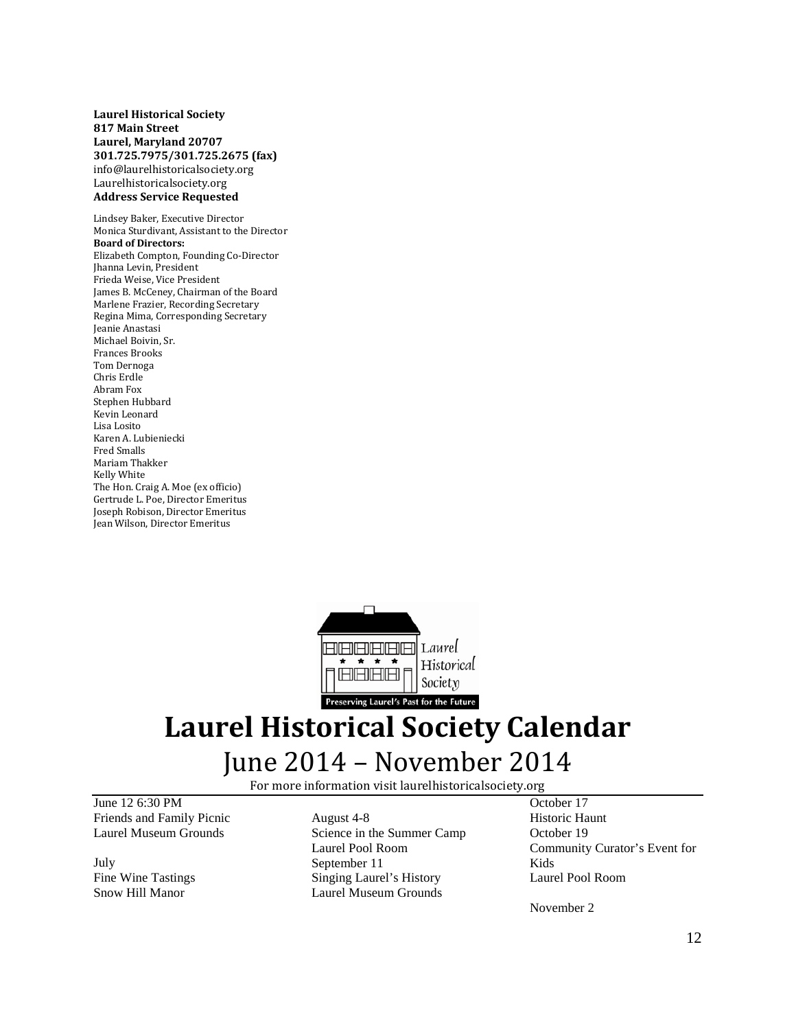**Laurel Historical Society**
**817 Main Street**
**Laurel, Maryland 20707**
**301.725.7975/301.725.2675 (fax)**
info@laurelhistoricalsociety.org
Laurelhistoricalsociety.org
**Address Service Requested**

Lindsey Baker, Executive Director
Monica Sturdivant, Assistant to the Director
**Board of Directors:**
Elizabeth Compton, Founding Co-Director
Jhanna Levin, President
Frieda Weise, Vice President
James B. McCeney, Chairman of the Board
Marlene Frazier, Recording Secretary
Regina Mima, Corresponding Secretary
Jeanie Anastasi
Michael Boivin, Sr.
Frances Brooks
Tom Dernoga
Chris Erdle
Abram Fox
Stephen Hubbard
Kevin Leonard
Lisa Losito
Karen A. Lubieniecki
Fred Smalls
Mariam Thakker
Kelly White
The Hon. Craig A. Moe (ex officio)
Gertrude L. Poe, Director Emeritus
Joseph Robison, Director Emeritus
Jean Wilson, Director Emeritus

Laurel Historical Society
Preserving Laurel's Past for the Future

# Laurel Historical Society Calendar

## June 2014 – November 2014

For more information visit laurelhistoricalsociety.org

June 12 6:30 PM
Friends and Family Picnic
Laurel Museum Grounds

July
Fine Wine Tastings
Snow Hill Manor

August 4-8
Science in the Summer Camp
Laurel Pool Room

September 11
Singing Laurel's History
Laurel Museum Grounds

October 17
Historic Haunt

October 19
Community Curator's Event for Kids
Laurel Pool Room

November 2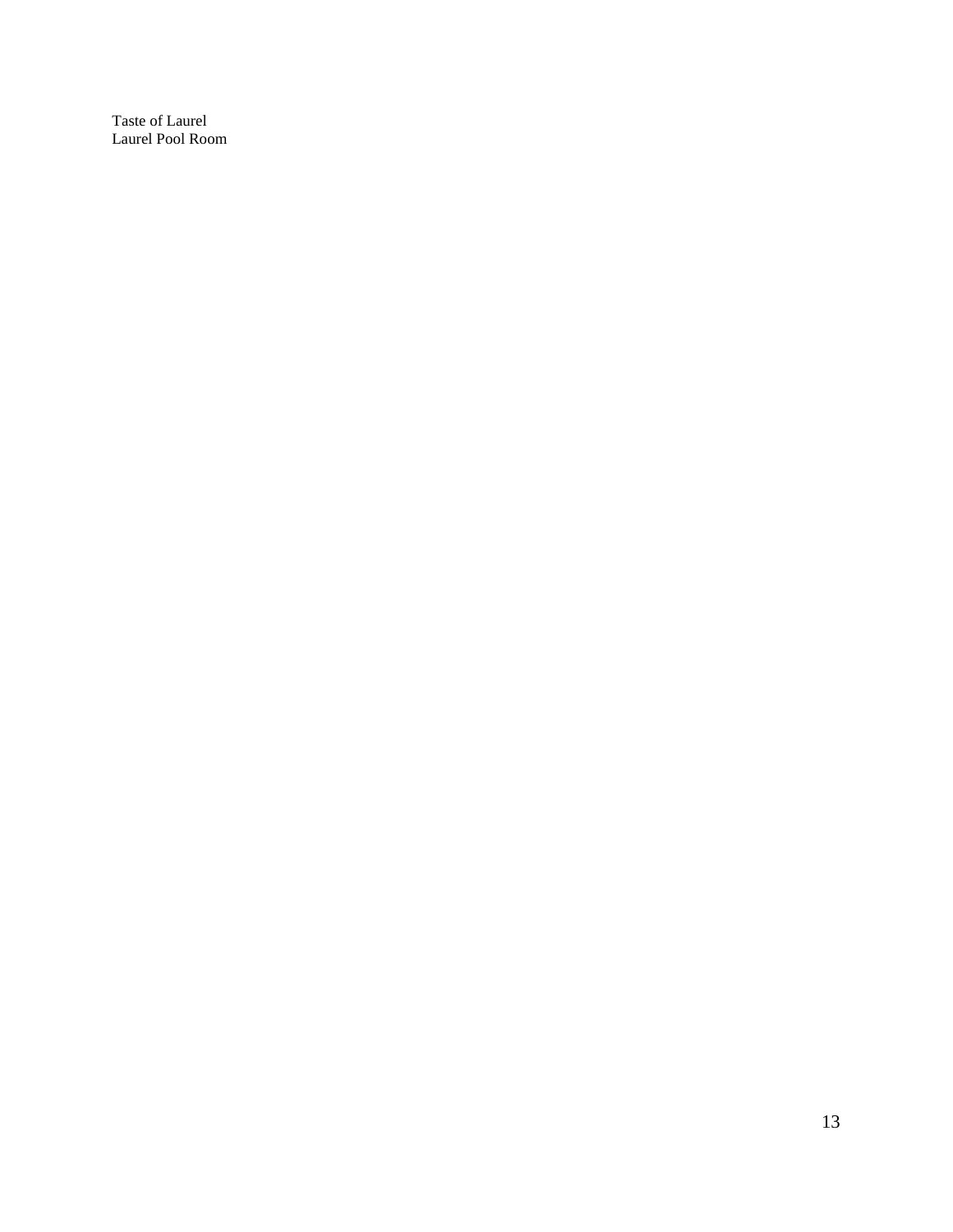Taste of Laurel
Laurel Pool Room